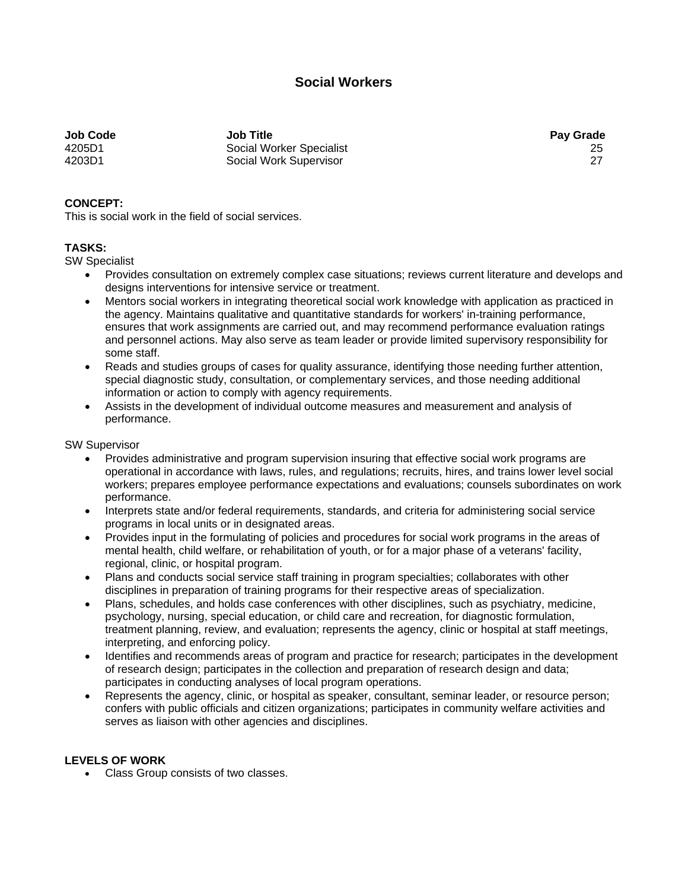# Social Workers

| Job Code | Job Title | Pay Grade |
|---|---|---|
| 4205D1 | Social Worker Specialist | 25 |
| 4203D1 | Social Work Supervisor | 27 |

**CONCEPT:**
This is social work in the field of social services.

**TASKS:**
SW Specialist

- Provides consultation on extremely complex case situations; reviews current literature and develops and designs interventions for intensive service or treatment.
- Mentors social workers in integrating theoretical social work knowledge with application as practiced in the agency. Maintains qualitative and quantitative standards for workers' in-training performance, ensures that work assignments are carried out, and may recommend performance evaluation ratings and personnel actions. May also serve as team leader or provide limited supervisory responsibility for some staff.
- Reads and studies groups of cases for quality assurance, identifying those needing further attention, special diagnostic study, consultation, or complementary services, and those needing additional information or action to comply with agency requirements.
- Assists in the development of individual outcome measures and measurement and analysis of performance.

SW Supervisor

- Provides administrative and program supervision insuring that effective social work programs are operational in accordance with laws, rules, and regulations; recruits, hires, and trains lower level social workers; prepares employee performance expectations and evaluations; counsels subordinates on work performance.
- Interprets state and/or federal requirements, standards, and criteria for administering social service programs in local units or in designated areas.
- Provides input in the formulating of policies and procedures for social work programs in the areas of mental health, child welfare, or rehabilitation of youth, or for a major phase of a veterans' facility, regional, clinic, or hospital program.
- Plans and conducts social service staff training in program specialties; collaborates with other disciplines in preparation of training programs for their respective areas of specialization.
- Plans, schedules, and holds case conferences with other disciplines, such as psychiatry, medicine, psychology, nursing, special education, or child care and recreation, for diagnostic formulation, treatment planning, review, and evaluation; represents the agency, clinic or hospital at staff meetings, interpreting, and enforcing policy.
- Identifies and recommends areas of program and practice for research; participates in the development of research design; participates in the collection and preparation of research design and data; participates in conducting analyses of local program operations.
- Represents the agency, clinic, or hospital as speaker, consultant, seminar leader, or resource person; confers with public officials and citizen organizations; participates in community welfare activities and serves as liaison with other agencies and disciplines.

**LEVELS OF WORK**

- Class Group consists of two classes.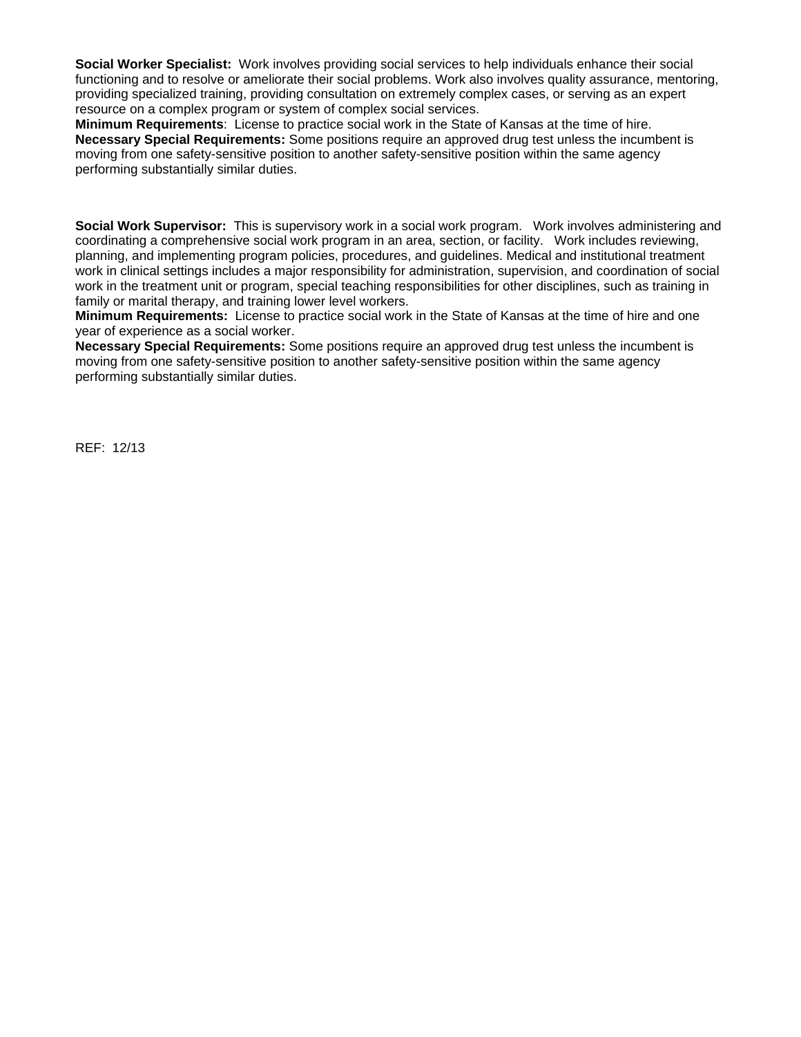**Social Worker Specialist:** Work involves providing social services to help individuals enhance their social functioning and to resolve or ameliorate their social problems. Work also involves quality assurance, mentoring, providing specialized training, providing consultation on extremely complex cases, or serving as an expert resource on a complex program or system of complex social services.
**Minimum Requirements**: License to practice social work in the State of Kansas at the time of hire.
**Necessary Special Requirements:** Some positions require an approved drug test unless the incumbent is moving from one safety-sensitive position to another safety-sensitive position within the same agency performing substantially similar duties.

**Social Work Supervisor:** This is supervisory work in a social work program. Work involves administering and coordinating a comprehensive social work program in an area, section, or facility. Work includes reviewing, planning, and implementing program policies, procedures, and guidelines. Medical and institutional treatment work in clinical settings includes a major responsibility for administration, supervision, and coordination of social work in the treatment unit or program, special teaching responsibilities for other disciplines, such as training in family or marital therapy, and training lower level workers.
**Minimum Requirements:** License to practice social work in the State of Kansas at the time of hire and one year of experience as a social worker.
**Necessary Special Requirements:** Some positions require an approved drug test unless the incumbent is moving from one safety-sensitive position to another safety-sensitive position within the same agency performing substantially similar duties.

REF: 12/13